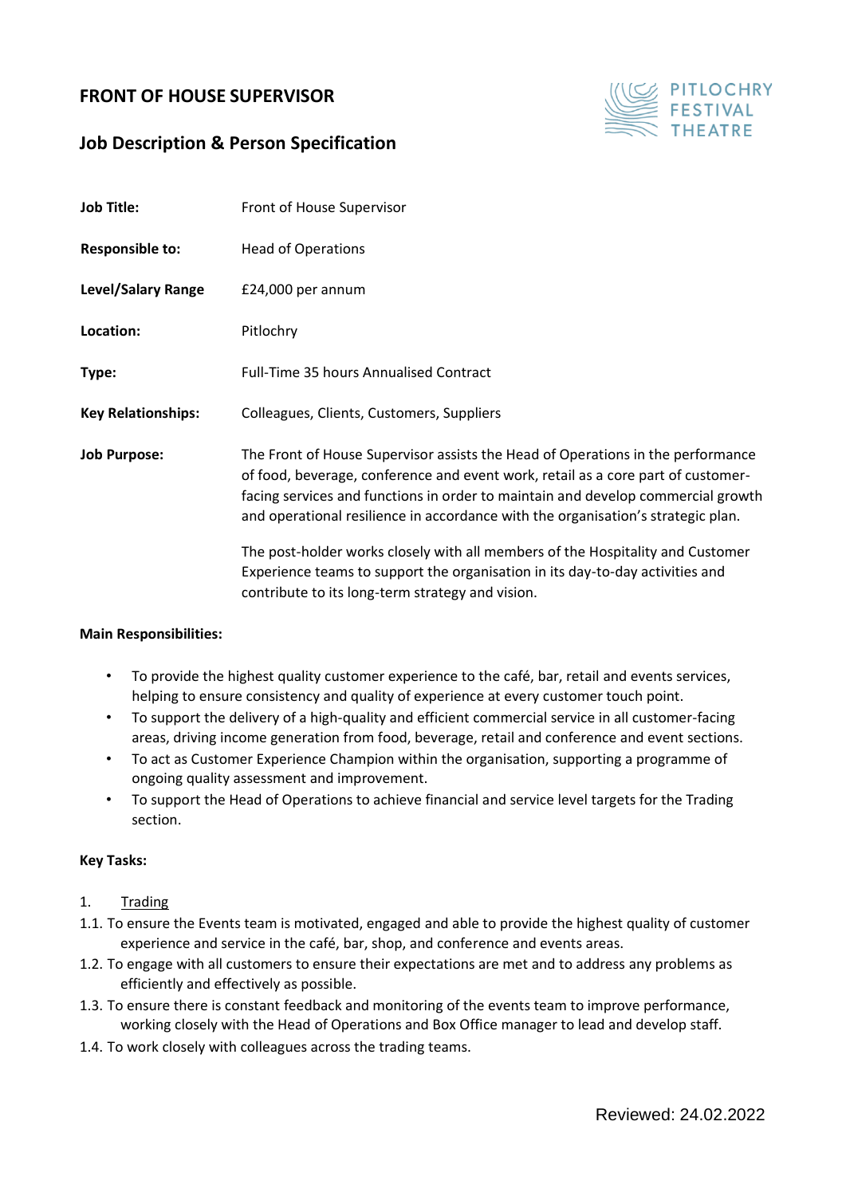# FRONT OF HOUSE SUPERVISOR

## Job Description & Person Specification

| | |
|---|---|
| **Job Title:** | Front of House Supervisor |
| **Responsible to:** | Head of Operations |
| **Level/Salary Range** | £24,000 per annum |
| **Location:** | Pitlochry |
| **Type:** | Full-Time 35 hours Annualised Contract |
| **Key Relationships:** | Colleagues, Clients, Customers, Suppliers |
| **Job Purpose:** | The Front of House Supervisor assists the Head of Operations in the performance of food, beverage, conference and event work, retail as a core part of customer-facing services and functions in order to maintain and develop commercial growth and operational resilience in accordance with the organisation's strategic plan.<br><br>The post-holder works closely with all members of the Hospitality and Customer Experience teams to support the organisation in its day-to-day activities and contribute to its long-term strategy and vision. |

**Main Responsibilities:**

- To provide the highest quality customer experience to the café, bar, retail and events services, helping to ensure consistency and quality of experience at every customer touch point.
- To support the delivery of a high-quality and efficient commercial service in all customer-facing areas, driving income generation from food, beverage, retail and conference and event sections.
- To act as Customer Experience Champion within the organisation, supporting a programme of ongoing quality assessment and improvement.
- To support the Head of Operations to achieve financial and service level targets for the Trading section.

**Key Tasks:**

1. Trading

1.1. To ensure the Events team is motivated, engaged and able to provide the highest quality of customer experience and service in the café, bar, shop, and conference and events areas.

1.2. To engage with all customers to ensure their expectations are met and to address any problems as efficiently and effectively as possible.

1.3. To ensure there is constant feedback and monitoring of the events team to improve performance, working closely with the Head of Operations and Box Office manager to lead and develop staff.

1.4. To work closely with colleagues across the trading teams.

Reviewed: 24.02.2022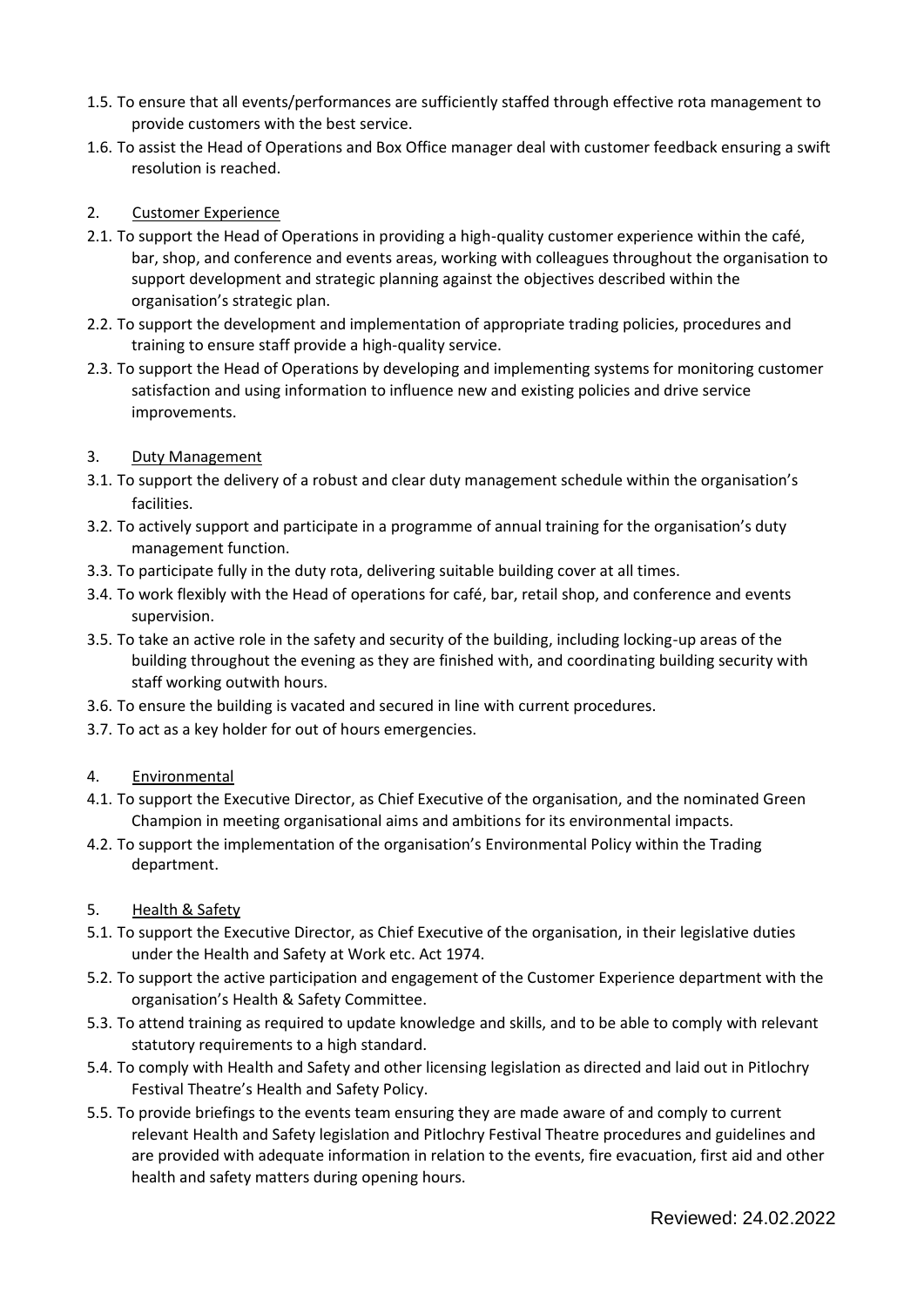1.5. To ensure that all events/performances are sufficiently staffed through effective rota management to provide customers with the best service.

1.6. To assist the Head of Operations and Box Office manager deal with customer feedback ensuring a swift resolution is reached.

2. Customer Experience

2.1. To support the Head of Operations in providing a high-quality customer experience within the café, bar, shop, and conference and events areas, working with colleagues throughout the organisation to support development and strategic planning against the objectives described within the organisation's strategic plan.

2.2. To support the development and implementation of appropriate trading policies, procedures and training to ensure staff provide a high-quality service.

2.3. To support the Head of Operations by developing and implementing systems for monitoring customer satisfaction and using information to influence new and existing policies and drive service improvements.

3. Duty Management

3.1. To support the delivery of a robust and clear duty management schedule within the organisation's facilities.

3.2. To actively support and participate in a programme of annual training for the organisation's duty management function.

3.3. To participate fully in the duty rota, delivering suitable building cover at all times.

3.4. To work flexibly with the Head of operations for café, bar, retail shop, and conference and events supervision.

3.5. To take an active role in the safety and security of the building, including locking-up areas of the building throughout the evening as they are finished with, and coordinating building security with staff working outwith hours.

3.6. To ensure the building is vacated and secured in line with current procedures.

3.7. To act as a key holder for out of hours emergencies.

4. Environmental

4.1. To support the Executive Director, as Chief Executive of the organisation, and the nominated Green Champion in meeting organisational aims and ambitions for its environmental impacts.

4.2. To support the implementation of the organisation's Environmental Policy within the Trading department.

5. Health & Safety

5.1. To support the Executive Director, as Chief Executive of the organisation, in their legislative duties under the Health and Safety at Work etc. Act 1974.

5.2. To support the active participation and engagement of the Customer Experience department with the organisation's Health & Safety Committee.

5.3. To attend training as required to update knowledge and skills, and to be able to comply with relevant statutory requirements to a high standard.

5.4. To comply with Health and Safety and other licensing legislation as directed and laid out in Pitlochry Festival Theatre's Health and Safety Policy.

5.5. To provide briefings to the events team ensuring they are made aware of and comply to current relevant Health and Safety legislation and Pitlochry Festival Theatre procedures and guidelines and are provided with adequate information in relation to the events, fire evacuation, first aid and other health and safety matters during opening hours.

Reviewed: 24.02.2022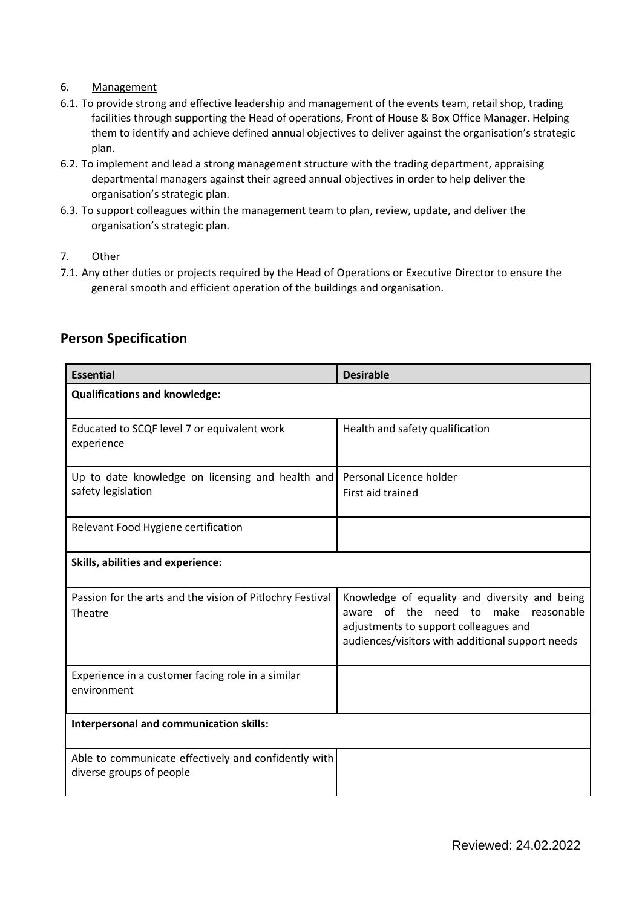6. <u>Management</u>

6.1. To provide strong and effective leadership and management of the events team, retail shop, trading facilities through supporting the Head of operations, Front of House & Box Office Manager. Helping them to identify and achieve defined annual objectives to deliver against the organisation's strategic plan.

6.2. To implement and lead a strong management structure with the trading department, appraising departmental managers against their agreed annual objectives in order to help deliver the organisation's strategic plan.

6.3. To support colleagues within the management team to plan, review, update, and deliver the organisation's strategic plan.

7. <u>Other</u>

7.1. Any other duties or projects required by the Head of Operations or Executive Director to ensure the general smooth and efficient operation of the buildings and organisation.

## Person Specification

| **Essential** | **Desirable** |
|---|---|
| **Qualifications and knowledge:** | |
| Educated to SCQF level 7 or equivalent work experience | Health and safety qualification |
| Up to date knowledge on licensing and health and safety legislation | Personal Licence holder<br>First aid trained |
| Relevant Food Hygiene certification | |
| **Skills, abilities and experience:** | |
| Passion for the arts and the vision of Pitlochry Festival Theatre | Knowledge of equality and diversity and being aware of the need to make reasonable adjustments to support colleagues and audiences/visitors with additional support needs |
| Experience in a customer facing role in a similar environment | |
| **Interpersonal and communication skills:** | |
| Able to communicate effectively and confidently with diverse groups of people | |

Reviewed: 24.02.2022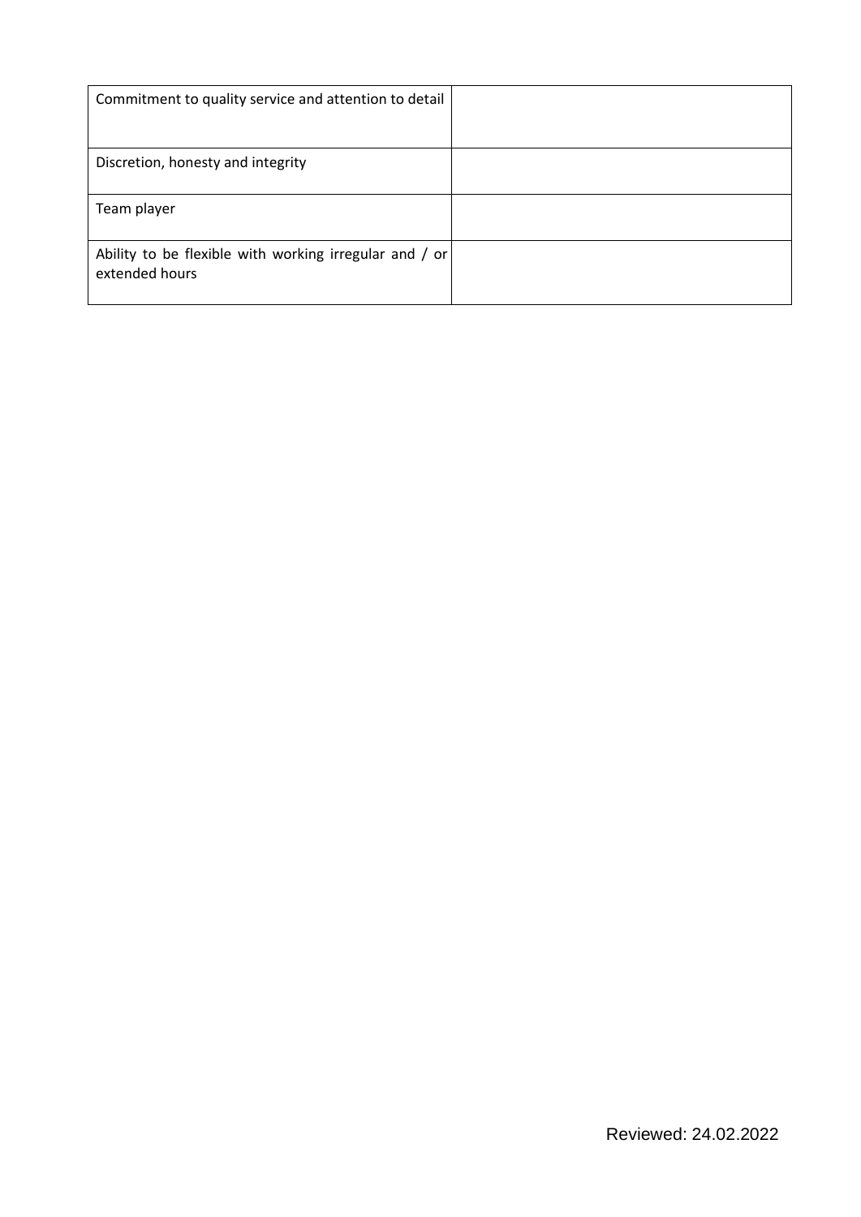| | |
|---|---|
| Commitment to quality service and attention to detail | |
| Discretion, honesty and integrity | |
| Team player | |
| Ability to be flexible with working irregular and / or extended hours | |

Reviewed: 24.02.2022